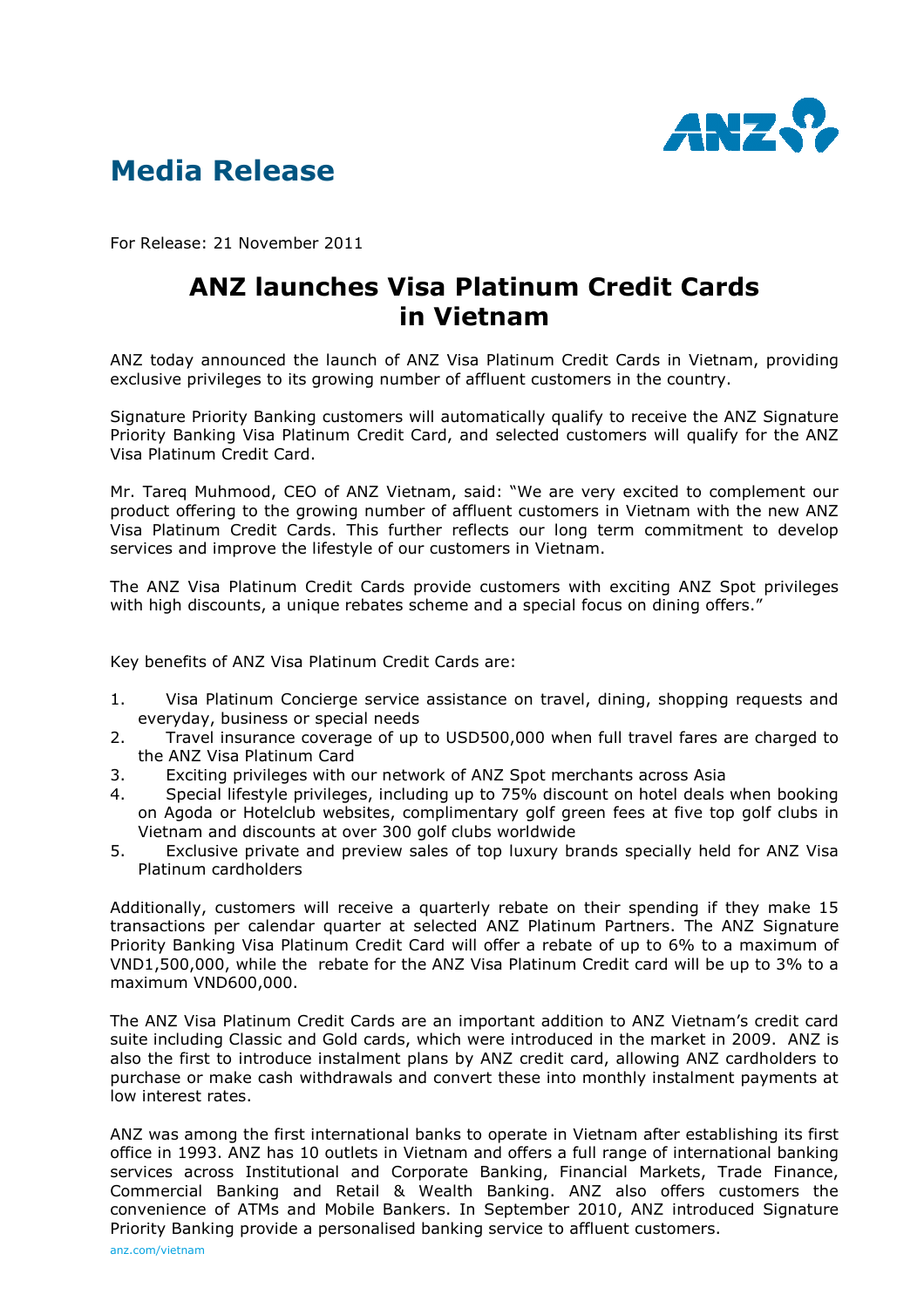# Media Release

For Release: 21 November 2011

## ANZ launches Visa Platinum Credit Cards in Vietnam

ANZ today announced the launch of ANZ Visa Platinum Credit Cards in Vietnam, providing exclusive privileges to its growing number of affluent customers in the country.

Signature Priority Banking customers will automatically qualify to receive the ANZ Signature Priority Banking Visa Platinum Credit Card, and selected customers will qualify for the ANZ Visa Platinum Credit Card.

Mr. Tareq Muhmood, CEO of ANZ Vietnam, said: "We are very excited to complement our product offering to the growing number of affluent customers in Vietnam with the new ANZ Visa Platinum Credit Cards. This further reflects our long term commitment to develop services and improve the lifestyle of our customers in Vietnam.

The ANZ Visa Platinum Credit Cards provide customers with exciting ANZ Spot privileges with high discounts, a unique rebates scheme and a special focus on dining offers."

Key benefits of ANZ Visa Platinum Credit Cards are:

1. Visa Platinum Concierge service assistance on travel, dining, shopping requests and everyday, business or special needs
2. Travel insurance coverage of up to USD500,000 when full travel fares are charged to the ANZ Visa Platinum Card
3. Exciting privileges with our network of ANZ Spot merchants across Asia
4. Special lifestyle privileges, including up to 75% discount on hotel deals when booking on Agoda or Hotelclub websites, complimentary golf green fees at five top golf clubs in Vietnam and discounts at over 300 golf clubs worldwide
5. Exclusive private and preview sales of top luxury brands specially held for ANZ Visa Platinum cardholders

Additionally, customers will receive a quarterly rebate on their spending if they make 15 transactions per calendar quarter at selected ANZ Platinum Partners. The ANZ Signature Priority Banking Visa Platinum Credit Card will offer a rebate of up to 6% to a maximum of VND1,500,000, while the rebate for the ANZ Visa Platinum Credit card will be up to 3% to a maximum VND600,000.

The ANZ Visa Platinum Credit Cards are an important addition to ANZ Vietnam's credit card suite including Classic and Gold cards, which were introduced in the market in 2009. ANZ is also the first to introduce instalment plans by ANZ credit card, allowing ANZ cardholders to purchase or make cash withdrawals and convert these into monthly instalment payments at low interest rates.

ANZ was among the first international banks to operate in Vietnam after establishing its first office in 1993. ANZ has 10 outlets in Vietnam and offers a full range of international banking services across Institutional and Corporate Banking, Financial Markets, Trade Finance, Commercial Banking and Retail & Wealth Banking. ANZ also offers customers the convenience of ATMs and Mobile Bankers. In September 2010, ANZ introduced Signature Priority Banking provide a personalised banking service to affluent customers.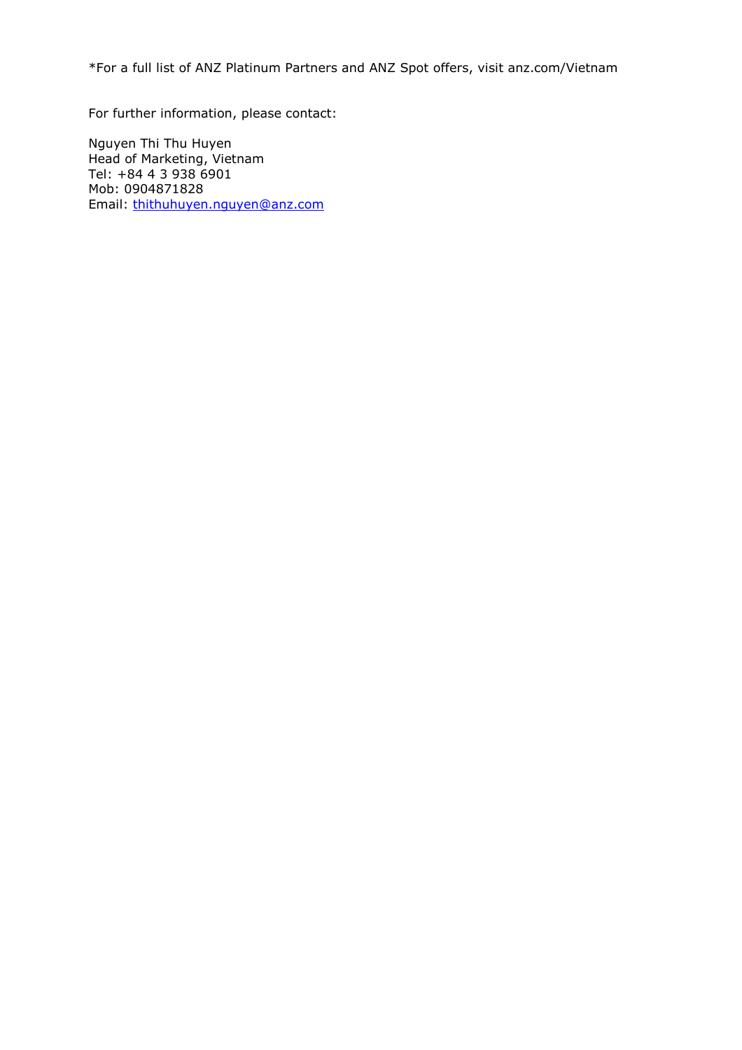*For a full list of ANZ Platinum Partners and ANZ Spot offers, visit anz.com/Vietnam

For further information, please contact:

Nguyen Thi Thu Huyen
Head of Marketing, Vietnam
Tel: +84 4 3 938 6901
Mob: 0904871828
Email: thithuhuyen.nguyen@anz.com